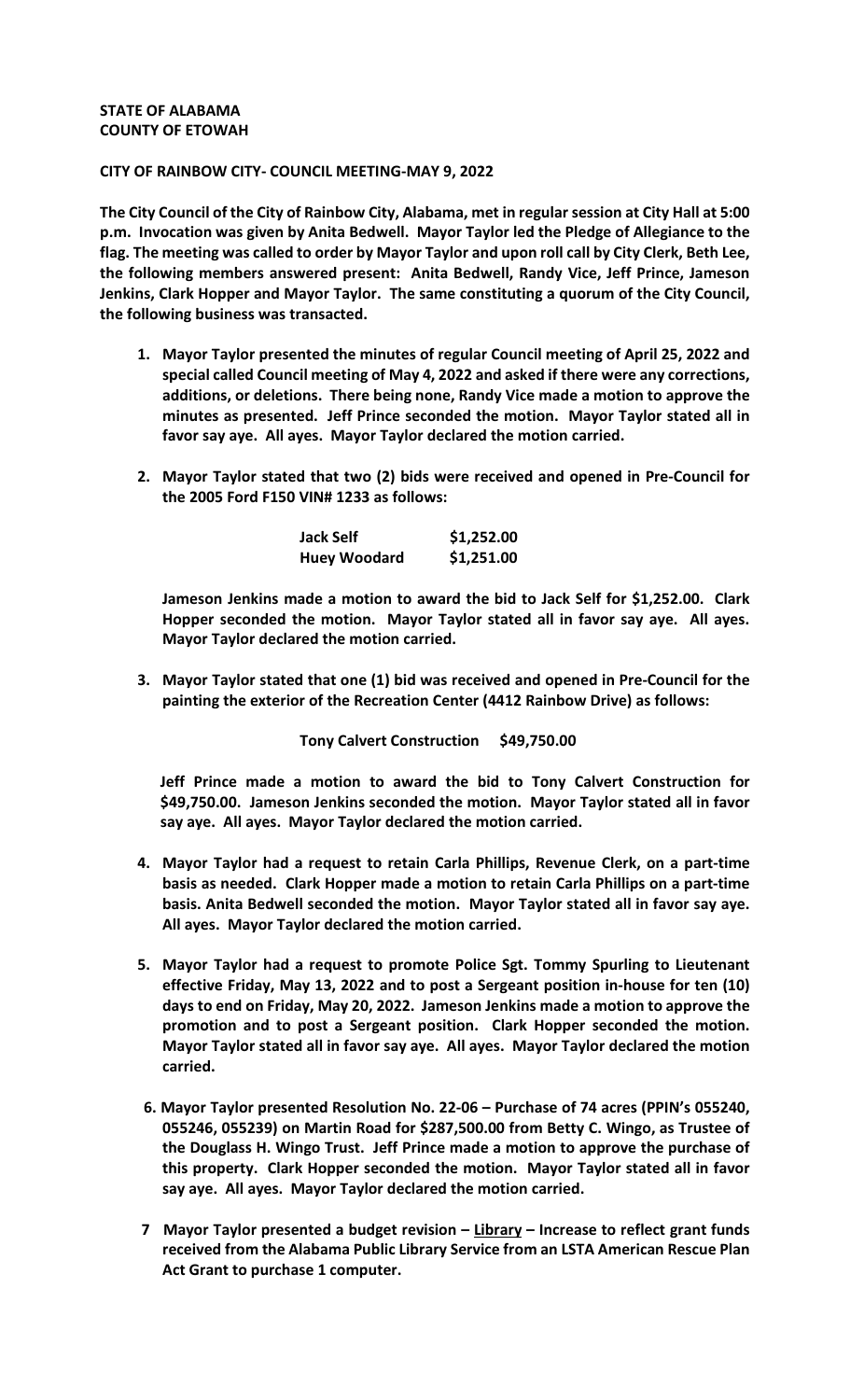**STATE OF ALABAMA**
**COUNTY OF ETOWAH**

**CITY OF RAINBOW CITY- COUNCIL MEETING-MAY 9, 2022**

**The City Council of the City of Rainbow City, Alabama, met in regular session at City Hall at 5:00 p.m. Invocation was given by Anita Bedwell. Mayor Taylor led the Pledge of Allegiance to the flag. The meeting was called to order by Mayor Taylor and upon roll call by City Clerk, Beth Lee, the following members answered present: Anita Bedwell, Randy Vice, Jeff Prince, Jameson Jenkins, Clark Hopper and Mayor Taylor. The same constituting a quorum of the City Council, the following business was transacted.**

1. **Mayor Taylor presented the minutes of regular Council meeting of April 25, 2022 and special called Council meeting of May 4, 2022 and asked if there were any corrections, additions, or deletions. There being none, Randy Vice made a motion to approve the minutes as presented. Jeff Prince seconded the motion. Mayor Taylor stated all in favor say aye. All ayes. Mayor Taylor declared the motion carried.**

2. **Mayor Taylor stated that two (2) bids were received and opened in Pre-Council for the 2005 Ford F150 VIN# 1233 as follows:**

| | |
|---|---|
| **Jack Self** | **$1,252.00** |
| **Huey Woodard** | **$1,251.00** |

**Jameson Jenkins made a motion to award the bid to Jack Self for $1,252.00. Clark Hopper seconded the motion. Mayor Taylor stated all in favor say aye. All ayes. Mayor Taylor declared the motion carried.**

3. **Mayor Taylor stated that one (1) bid was received and opened in Pre-Council for the painting the exterior of the Recreation Center (4412 Rainbow Drive) as follows:**

**Tony Calvert Construction $49,750.00**

**Jeff Prince made a motion to award the bid to Tony Calvert Construction for $49,750.00. Jameson Jenkins seconded the motion. Mayor Taylor stated all in favor say aye. All ayes. Mayor Taylor declared the motion carried.**

4. **Mayor Taylor had a request to retain Carla Phillips, Revenue Clerk, on a part-time basis as needed. Clark Hopper made a motion to retain Carla Phillips on a part-time basis. Anita Bedwell seconded the motion. Mayor Taylor stated all in favor say aye. All ayes. Mayor Taylor declared the motion carried.**

5. **Mayor Taylor had a request to promote Police Sgt. Tommy Spurling to Lieutenant effective Friday, May 13, 2022 and to post a Sergeant position in-house for ten (10) days to end on Friday, May 20, 2022. Jameson Jenkins made a motion to approve the promotion and to post a Sergeant position. Clark Hopper seconded the motion. Mayor Taylor stated all in favor say aye. All ayes. Mayor Taylor declared the motion carried.**

6. **Mayor Taylor presented Resolution No. 22-06 – Purchase of 74 acres (PPIN's 055240, 055246, 055239) on Martin Road for $287,500.00 from Betty C. Wingo, as Trustee of the Douglass H. Wingo Trust. Jeff Prince made a motion to approve the purchase of this property. Clark Hopper seconded the motion. Mayor Taylor stated all in favor say aye. All ayes. Mayor Taylor declared the motion carried.**

7. **Mayor Taylor presented a budget revision – <u>Library</u> – Increase to reflect grant funds received from the Alabama Public Library Service from an LSTA American Rescue Plan Act Grant to purchase 1 computer.**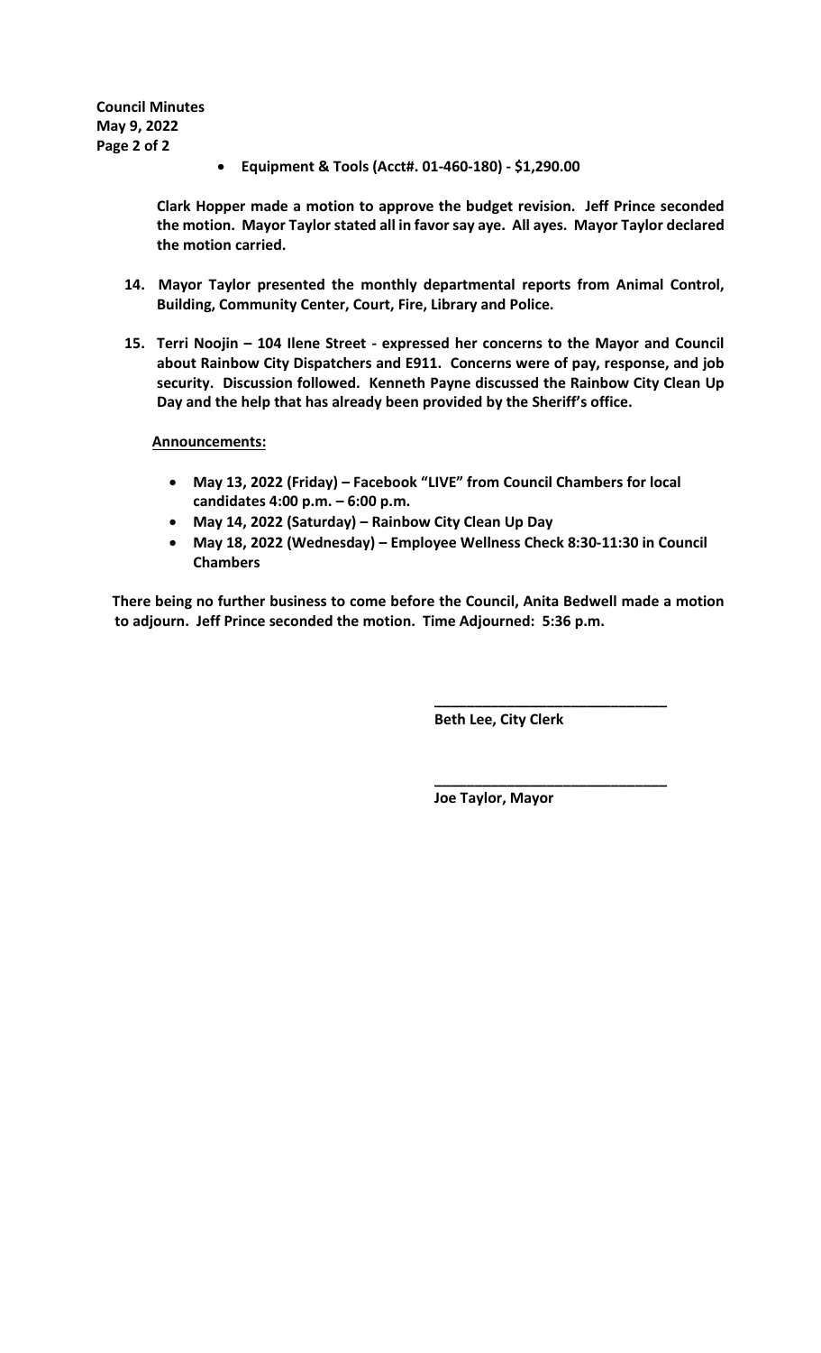- **Equipment & Tools (Acct#. 01-460-180) - $1,290.00**

**Clark Hopper made a motion to approve the budget revision. Jeff Prince seconded the motion. Mayor Taylor stated all in favor say aye. All ayes. Mayor Taylor declared the motion carried.**

14. **Mayor Taylor presented the monthly departmental reports from Animal Control, Building, Community Center, Court, Fire, Library and Police.**

15. **Terri Noojin – 104 Ilene Street - expressed her concerns to the Mayor and Council about Rainbow City Dispatchers and E911. Concerns were of pay, response, and job security. Discussion followed. Kenneth Payne discussed the Rainbow City Clean Up Day and the help that has already been provided by the Sheriff's office.**

**<u>Announcements:</u>**

- **May 13, 2022 (Friday) – Facebook "LIVE" from Council Chambers for local candidates 4:00 p.m. – 6:00 p.m.**
- **May 14, 2022 (Saturday) – Rainbow City Clean Up Day**
- **May 18, 2022 (Wednesday) – Employee Wellness Check 8:30-11:30 in Council Chambers**

**There being no further business to come before the Council, Anita Bedwell made a motion to adjourn. Jeff Prince seconded the motion. Time Adjourned: 5:36 p.m.**

**______________________________**
**Beth Lee, City Clerk**

**______________________________**
**Joe Taylor, Mayor**